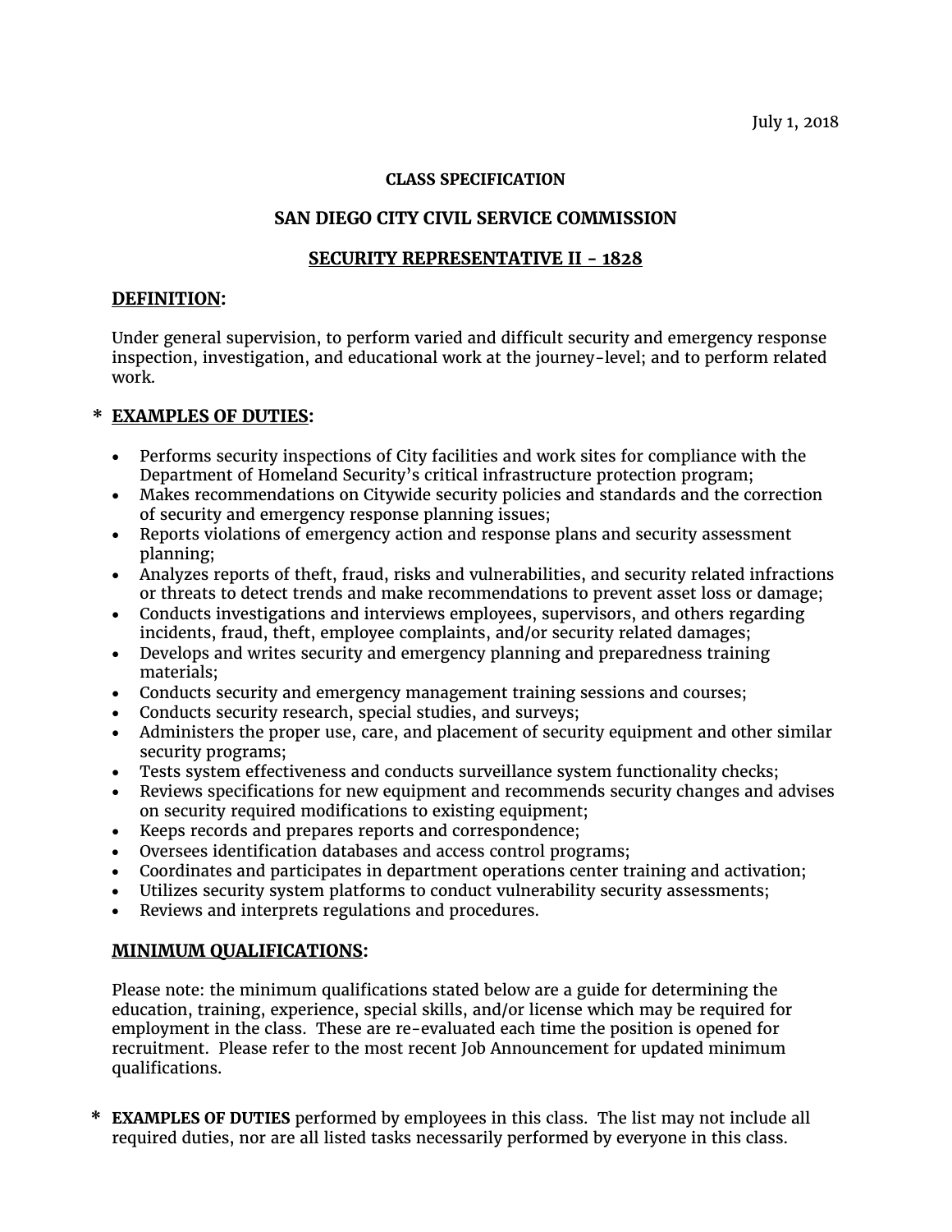July 1, 2018

**CLASS SPECIFICATION**

**SAN DIEGO CITY CIVIL SERVICE COMMISSION**

**SECURITY REPRESENTATIVE II - 1828**

## DEFINITION:

Under general supervision, to perform varied and difficult security and emergency response inspection, investigation, and educational work at the journey-level; and to perform related work.

## * EXAMPLES OF DUTIES:

- Performs security inspections of City facilities and work sites for compliance with the Department of Homeland Security's critical infrastructure protection program;
- Makes recommendations on Citywide security policies and standards and the correction of security and emergency response planning issues;
- Reports violations of emergency action and response plans and security assessment planning;
- Analyzes reports of theft, fraud, risks and vulnerabilities, and security related infractions or threats to detect trends and make recommendations to prevent asset loss or damage;
- Conducts investigations and interviews employees, supervisors, and others regarding incidents, fraud, theft, employee complaints, and/or security related damages;
- Develops and writes security and emergency planning and preparedness training materials;
- Conducts security and emergency management training sessions and courses;
- Conducts security research, special studies, and surveys;
- Administers the proper use, care, and placement of security equipment and other similar security programs;
- Tests system effectiveness and conducts surveillance system functionality checks;
- Reviews specifications for new equipment and recommends security changes and advises on security required modifications to existing equipment;
- Keeps records and prepares reports and correspondence;
- Oversees identification databases and access control programs;
- Coordinates and participates in department operations center training and activation;
- Utilizes security system platforms to conduct vulnerability security assessments;
- Reviews and interprets regulations and procedures.

## MINIMUM QUALIFICATIONS:

Please note: the minimum qualifications stated below are a guide for determining the education, training, experience, special skills, and/or license which may be required for employment in the class. These are re-evaluated each time the position is opened for recruitment. Please refer to the most recent Job Announcement for updated minimum qualifications.

\* **EXAMPLES OF DUTIES** performed by employees in this class. The list may not include all required duties, nor are all listed tasks necessarily performed by everyone in this class.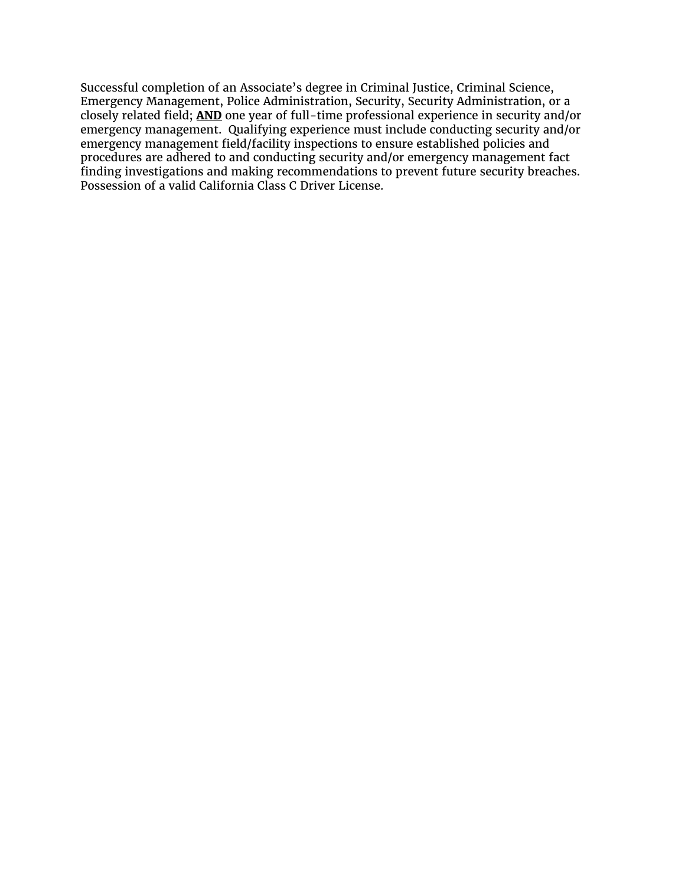Successful completion of an Associate's degree in Criminal Justice, Criminal Science, Emergency Management, Police Administration, Security, Security Administration, or a closely related field; **<u>AND</u>** one year of full-time professional experience in security and/or emergency management. Qualifying experience must include conducting security and/or emergency management field/facility inspections to ensure established policies and procedures are adhered to and conducting security and/or emergency management fact finding investigations and making recommendations to prevent future security breaches. Possession of a valid California Class C Driver License.